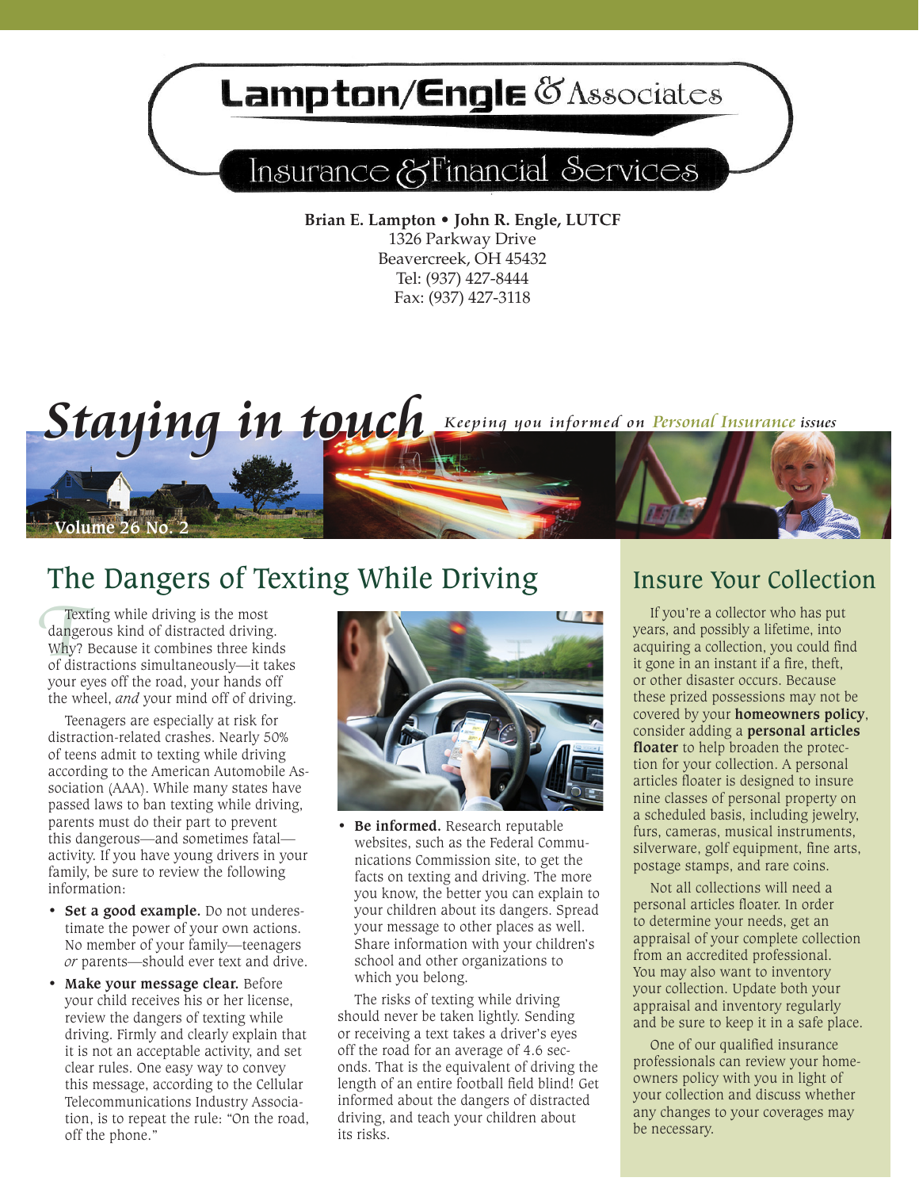# Lampton/Engle & Associates

## Insurance & Financial Services

**Brian E. Lampton • John R. Engle, LUTCF**
1326 Parkway Drive
Beavercreek, OH 45432
Tel: (937) 427-8444
Fax: (937) 427-3118

# Staying in touch

*Keeping you informed on Personal Insurance issues*

Volume 26 No. 2

## The Dangers of Texting While Driving

Texting while driving is the most dangerous kind of distracted driving. Why? Because it combines three kinds of distractions simultaneously—it takes your eyes off the road, your hands off the wheel, *and* your mind off of driving.

Teenagers are especially at risk for distraction-related crashes. Nearly 50% of teens admit to texting while driving according to the American Automobile Association (AAA). While many states have passed laws to ban texting while driving, parents must do their part to prevent this dangerous—and sometimes fatal—activity. If you have young drivers in your family, be sure to review the following information:

- **Set a good example.** Do not underestimate the power of your own actions. No member of your family—teenagers *or* parents—should ever text and drive.
- **Make your message clear.** Before your child receives his or her license, review the dangers of texting while driving. Firmly and clearly explain that it is not an acceptable activity, and set clear rules. One easy way to convey this message, according to the Cellular Telecommunications Industry Association, is to repeat the rule: "On the road, off the phone."
- **Be informed.** Research reputable websites, such as the Federal Communications Commission site, to get the facts on texting and driving. The more you know, the better you can explain to your children about its dangers. Spread your message to other places as well. Share information with your children's school and other organizations to which you belong.

The risks of texting while driving should never be taken lightly. Sending or receiving a text takes a driver's eyes off the road for an average of 4.6 seconds. That is the equivalent of driving the length of an entire football field blind! Get informed about the dangers of distracted driving, and teach your children about its risks.

## Insure Your Collection

If you're a collector who has put years, and possibly a lifetime, into acquiring a collection, you could find it gone in an instant if a fire, theft, or other disaster occurs. Because these prized possessions may not be covered by your **homeowners policy**, consider adding a **personal articles floater** to help broaden the protection for your collection. A personal articles floater is designed to insure nine classes of personal property on a scheduled basis, including jewelry, furs, cameras, musical instruments, silverware, golf equipment, fine arts, postage stamps, and rare coins.

Not all collections will need a personal articles floater. In order to determine your needs, get an appraisal of your complete collection from an accredited professional. You may also want to inventory your collection. Update both your appraisal and inventory regularly and be sure to keep it in a safe place.

One of our qualified insurance professionals can review your homeowners policy with you in light of your collection and discuss whether any changes to your coverages may be necessary.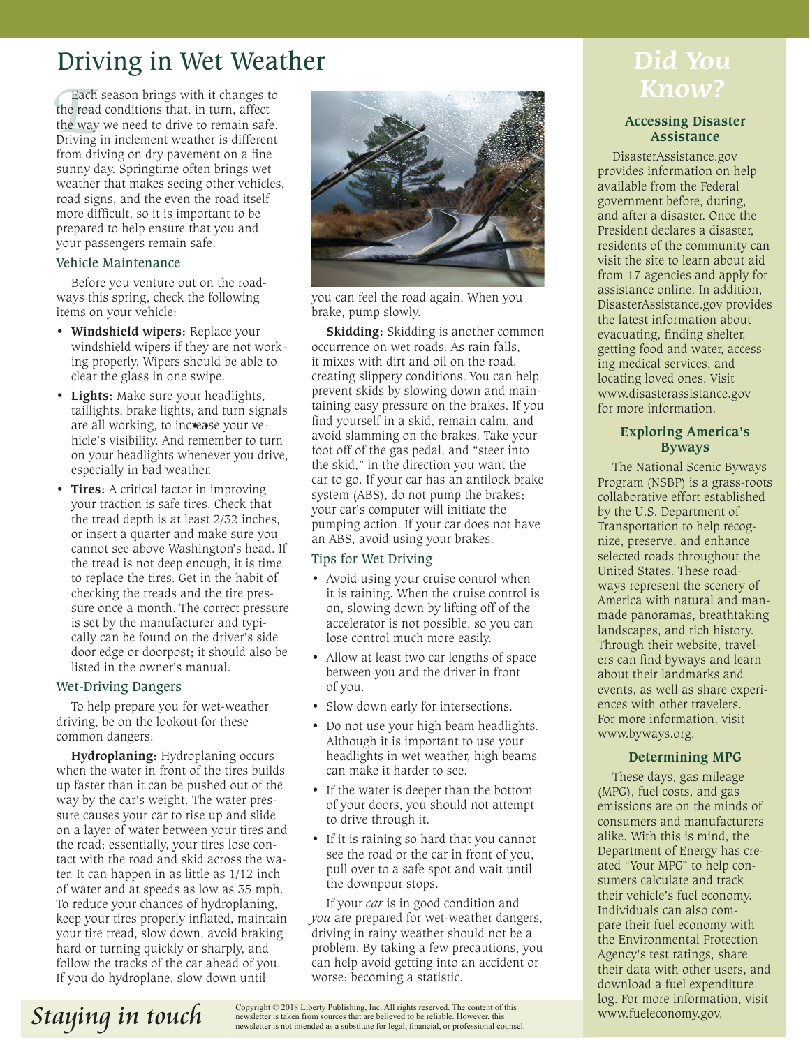# Driving in Wet Weather

Each season brings with it changes to the road conditions that, in turn, affect the way we need to drive to remain safe. Driving in inclement weather is different from driving on dry pavement on a fine sunny day. Springtime often brings wet weather that makes seeing other vehicles, road signs, and the even the road itself more difficult, so it is important to be prepared to help ensure that you and your passengers remain safe.

## Vehicle Maintenance

Before you venture out on the roadways this spring, check the following items on your vehicle:

- **Windshield wipers:** Replace your windshield wipers if they are not working properly. Wipers should be able to clear the glass in one swipe.
- **Lights:** Make sure your headlights, taillights, brake lights, and turn signals are all working, to increase your vehicle's visibility. And remember to turn on your headlights whenever you drive, especially in bad weather.
- **Tires:** A critical factor in improving your traction is safe tires. Check that the tread depth is at least 2/32 inches, or insert a quarter and make sure you cannot see above Washington's head. If the tread is not deep enough, it is time to replace the tires. Get in the habit of checking the treads and the tire pressure once a month. The correct pressure is set by the manufacturer and typically can be found on the driver's side door edge or doorpost; it should also be listed in the owner's manual.

## Wet-Driving Dangers

To help prepare you for wet-weather driving, be on the lookout for these common dangers:

**Hydroplaning:** Hydroplaning occurs when the water in front of the tires builds up faster than it can be pushed out of the way by the car's weight. The water pressure causes your car to rise up and slide on a layer of water between your tires and the road; essentially, your tires lose contact with the road and skid across the water. It can happen in as little as 1/12 inch of water and at speeds as low as 35 mph. To reduce your chances of hydroplaning, keep your tires properly inflated, maintain your tire tread, slow down, avoid braking hard or turning quickly or sharply, and follow the tracks of the car ahead of you. If you do hydroplane, slow down until you can feel the road again. When you brake, pump slowly.

**Skidding:** Skidding is another common occurrence on wet roads. As rain falls, it mixes with dirt and oil on the road, creating slippery conditions. You can help prevent skids by slowing down and maintaining easy pressure on the brakes. If you find yourself in a skid, remain calm, and avoid slamming on the brakes. Take your foot off of the gas pedal, and "steer into the skid," in the direction you want the car to go. If your car has an antilock brake system (ABS), do not pump the brakes; your car's computer will initiate the pumping action. If your car does not have an ABS, avoid using your brakes.

## Tips for Wet Driving

- Avoid using your cruise control when it is raining. When the cruise control is on, slowing down by lifting off of the accelerator is not possible, so you can lose control much more easily.
- Allow at least two car lengths of space between you and the driver in front of you.
- Slow down early for intersections.
- Do not use your high beam headlights. Although it is important to use your headlights in wet weather, high beams can make it harder to see.
- If the water is deeper than the bottom of your doors, you should not attempt to drive through it.
- If it is raining so hard that you cannot see the road or the car in front of you, pull over to a safe spot and wait until the downpour stops.

If your *car* is in good condition and *you* are prepared for wet-weather dangers, driving in rainy weather should not be a problem. By taking a few precautions, you can help avoid getting into an accident or worse: becoming a statistic.

# Did You Know?

### Accessing Disaster Assistance

DisasterAssistance.gov provides information on help available from the Federal government before, during, and after a disaster. Once the President declares a disaster, residents of the community can visit the site to learn about aid from 17 agencies and apply for assistance online. In addition, DisasterAssistance.gov provides the latest information about evacuating, finding shelter, getting food and water, accessing medical services, and locating loved ones. Visit www.disasterassistance.gov for more information.

### Exploring America's Byways

The National Scenic Byways Program (NSBP) is a grass-roots collaborative effort established by the U.S. Department of Transportation to help recognize, preserve, and enhance selected roads throughout the United States. These roadways represent the scenery of America with natural and man-made panoramas, breathtaking landscapes, and rich history. Through their website, travelers can find byways and learn about their landmarks and events, as well as share experiences with other travelers. For more information, visit www.byways.org.

### Determining MPG

These days, gas mileage (MPG), fuel costs, and gas emissions are on the minds of consumers and manufacturers alike. With this is mind, the Department of Energy has created "Your MPG" to help consumers calculate and track their vehicle's fuel economy. Individuals can also compare their fuel economy with the Environmental Protection Agency's test ratings, share their data with other users, and download a fuel expenditure log. For more information, visit www.fueleconomy.gov.

*Staying in touch*

Copyright © 2018 Liberty Publishing, Inc. All rights reserved. The content of this newsletter is taken from sources that are believed to be reliable. However, this newsletter is not intended as a substitute for legal, financial, or professional counsel.